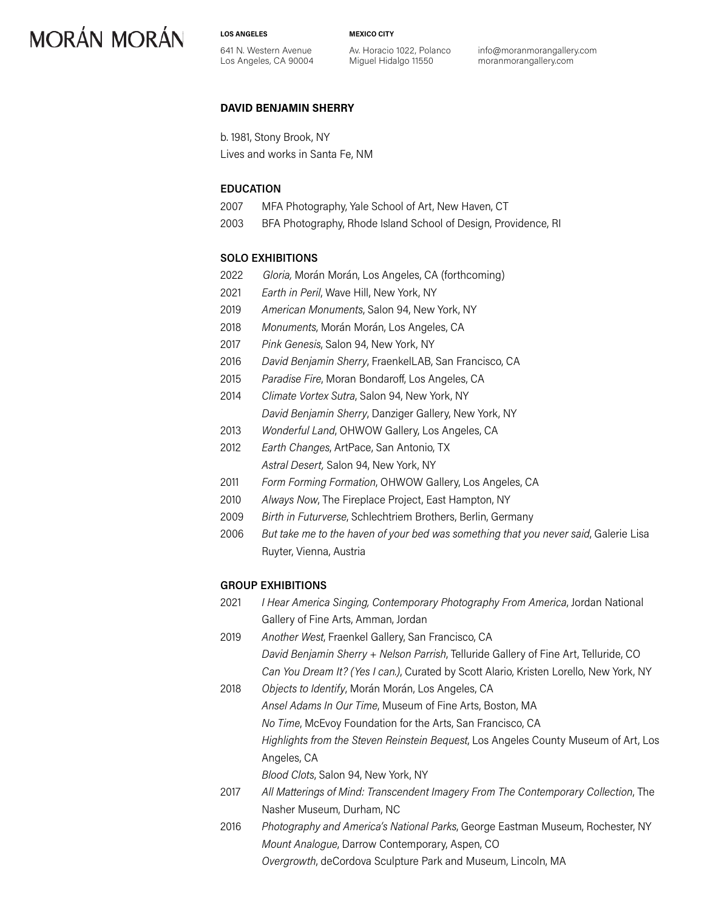MORÁN MORÁN

**LOS ANGELES**
641 N. Western Avenue
Los Angeles, CA 90004

**MEXICO CITY**
Av. Horacio 1022, Polanco
Miguel Hidalgo 11550

info@moranmorangallery.com
moranmorangallery.com

## DAVID BENJAMIN SHERRY

b. 1981, Stony Brook, NY
Lives and works in Santa Fe, NM

### EDUCATION

2007 MFA Photography, Yale School of Art, New Haven, CT
2003 BFA Photography, Rhode Island School of Design, Providence, RI

### SOLO EXHIBITIONS

2022 *Gloria,* Morán Morán, Los Angeles, CA (forthcoming)
2021 *Earth in Peril*, Wave Hill, New York, NY
2019 *American Monuments*, Salon 94, New York, NY
2018 *Monuments*, Morán Morán, Los Angeles, CA
2017 *Pink Genesis*, Salon 94, New York, NY
2016 *David Benjamin Sherry*, FraenkelLAB, San Francisco, CA
2015 *Paradise Fire*, Moran Bondaroff, Los Angeles, CA
2014 *Climate Vortex Sutra*, Salon 94, New York, NY
*David Benjamin Sherry*, Danziger Gallery, New York, NY
2013 *Wonderful Land*, OHWOW Gallery, Los Angeles, CA
2012 *Earth Changes*, ArtPace, San Antonio, TX
*Astral Desert,* Salon 94, New York, NY
2011 *Form Forming Formation*, OHWOW Gallery, Los Angeles, CA
2010 *Always Now*, The Fireplace Project, East Hampton, NY
2009 *Birth in Futurverse*, Schlechtriem Brothers, Berlin, Germany
2006 *But take me to the haven of your bed was something that you never said*, Galerie Lisa Ruyter, Vienna, Austria

### GROUP EXHIBITIONS

2021 *I Hear America Singing, Contemporary Photography From America*, Jordan National Gallery of Fine Arts, Amman, Jordan
2019 *Another West*, Fraenkel Gallery, San Francisco, CA
*David Benjamin Sherry + Nelson Parrish*, Telluride Gallery of Fine Art, Telluride, CO
*Can You Dream It? (Yes I can.)*, Curated by Scott Alario, Kristen Lorello, New York, NY
2018 *Objects to Identify*, Morán Morán, Los Angeles, CA
*Ansel Adams In Our Time*, Museum of Fine Arts, Boston, MA
*No Time*, McEvoy Foundation for the Arts, San Francisco, CA
*Highlights from the Steven Reinstein Bequest*, Los Angeles County Museum of Art, Los Angeles, CA
*Blood Clots*, Salon 94, New York, NY
2017 *All Matterings of Mind: Transcendent Imagery From The Contemporary Collection*, The Nasher Museum, Durham, NC
2016 *Photography and America's National Parks*, George Eastman Museum, Rochester, NY
*Mount Analogue*, Darrow Contemporary, Aspen, CO
*Overgrowth*, deCordova Sculpture Park and Museum, Lincoln, MA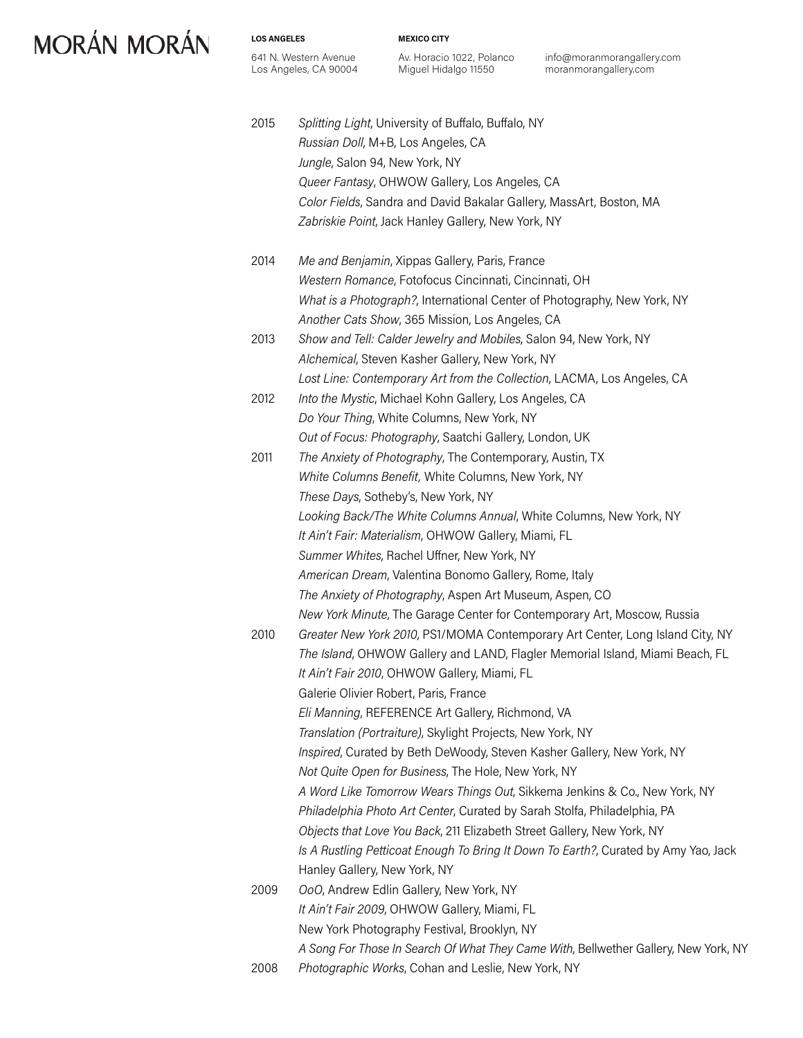2015 *Splitting Light*, University of Buffalo, Buffalo, NY
*Russian Doll*, M+B, Los Angeles, CA
*Jungle*, Salon 94, New York, NY
*Queer Fantasy*, OHWOW Gallery, Los Angeles, CA
*Color Fields*, Sandra and David Bakalar Gallery, MassArt, Boston, MA
*Zabriskie Point*, Jack Hanley Gallery, New York, NY

2014 *Me and Benjamin*, Xippas Gallery, Paris, France
*Western Romance*, Fotofocus Cincinnati, Cincinnati, OH
*What is a Photograph?*, International Center of Photography, New York, NY
*Another Cats Show*, 365 Mission, Los Angeles, CA

2013 *Show and Tell: Calder Jewelry and Mobiles*, Salon 94, New York, NY
*Alchemical*, Steven Kasher Gallery, New York, NY
*Lost Line: Contemporary Art from the Collection*, LACMA, Los Angeles, CA

2012 *Into the Mystic*, Michael Kohn Gallery, Los Angeles, CA
*Do Your Thing*, White Columns, New York, NY
*Out of Focus: Photography*, Saatchi Gallery, London, UK

2011 *The Anxiety of Photography*, The Contemporary, Austin, TX
*White Columns Benefit,* White Columns, New York, NY
*These Days*, Sotheby's, New York, NY
*Looking Back/The White Columns Annual*, White Columns, New York, NY
*It Ain't Fair: Materialism*, OHWOW Gallery, Miami, FL
*Summer Whites*, Rachel Uffner, New York, NY
*American Dream*, Valentina Bonomo Gallery, Rome, Italy
*The Anxiety of Photography*, Aspen Art Museum, Aspen, CO
*New York Minute*, The Garage Center for Contemporary Art, Moscow, Russia

2010 *Greater New York 2010*, PS1/MOMA Contemporary Art Center, Long Island City, NY
*The Island*, OHWOW Gallery and LAND, Flagler Memorial Island, Miami Beach, FL
*It Ain't Fair 2010*, OHWOW Gallery, Miami, FL
Galerie Olivier Robert, Paris, France
*Eli Manning*, REFERENCE Art Gallery, Richmond, VA
*Translation (Portraiture)*, Skylight Projects, New York, NY
*Inspired*, Curated by Beth DeWoody, Steven Kasher Gallery, New York, NY
*Not Quite Open for Business*, The Hole, New York, NY
*A Word Like Tomorrow Wears Things Out*, Sikkema Jenkins & Co., New York, NY
*Philadelphia Photo Art Center*, Curated by Sarah Stolfa, Philadelphia, PA
*Objects that Love You Back*, 211 Elizabeth Street Gallery, New York, NY
*Is A Rustling Petticoat Enough To Bring It Down To Earth?*, Curated by Amy Yao, Jack Hanley Gallery, New York, NY

2009 *OoO*, Andrew Edlin Gallery, New York, NY
*It Ain't Fair 2009*, OHWOW Gallery, Miami, FL
New York Photography Festival, Brooklyn, NY
*A Song For Those In Search Of What They Came With*, Bellwether Gallery, New York, NY

2008 *Photographic Works*, Cohan and Leslie, New York, NY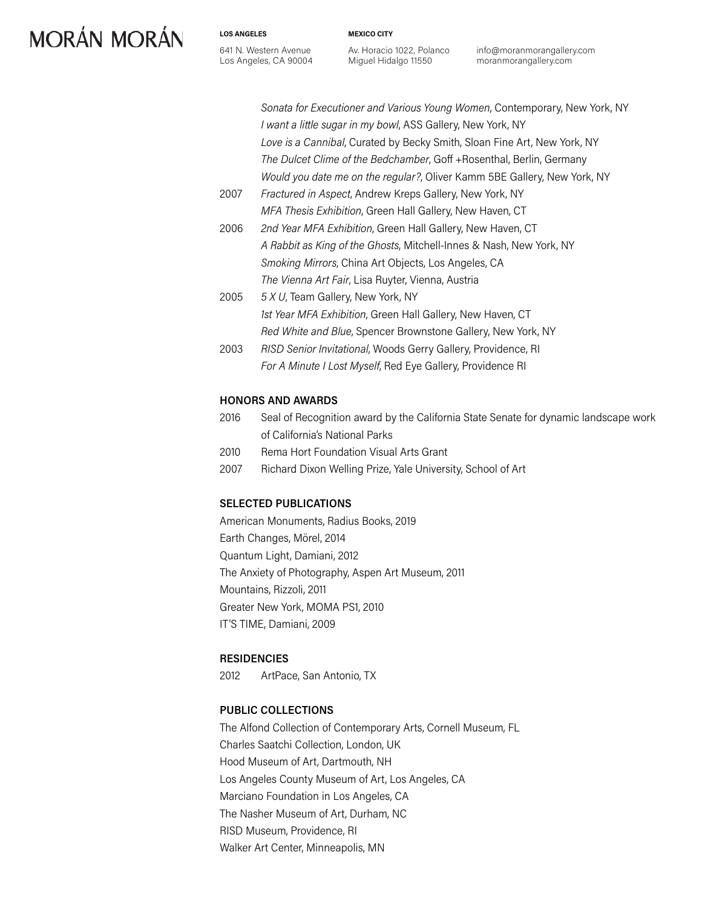*Sonata for Executioner and Various Young Women*, Contemporary, New York, NY
*I want a little sugar in my bowl*, ASS Gallery, New York, NY
*Love is a Cannibal*, Curated by Becky Smith, Sloan Fine Art, New York, NY
*The Dulcet Clime of the Bedchamber*, Goff +Rosenthal, Berlin, Germany
*Would you date me on the regular?*, Oliver Kamm 5BE Gallery, New York, NY

2007 *Fractured in Aspect*, Andrew Kreps Gallery, New York, NY
*MFA Thesis Exhibition*, Green Hall Gallery, New Haven, CT

2006 *2nd Year MFA Exhibition*, Green Hall Gallery, New Haven, CT
*A Rabbit as King of the Ghosts*, Mitchell-Innes & Nash, New York, NY
*Smoking Mirrors*, China Art Objects, Los Angeles, CA
*The Vienna Art Fair*, Lisa Ruyter, Vienna, Austria

2005 *5 X U*, Team Gallery, New York, NY
*1st Year MFA Exhibition*, Green Hall Gallery, New Haven, CT
*Red White and Blue*, Spencer Brownstone Gallery, New York, NY

2003 *RISD Senior Invitational*, Woods Gerry Gallery, Providence, RI
*For A Minute I Lost Myself*, Red Eye Gallery, Providence RI

## HONORS AND AWARDS

2016 Seal of Recognition award by the California State Senate for dynamic landscape work of California's National Parks

2010 Rema Hort Foundation Visual Arts Grant

2007 Richard Dixon Welling Prize, Yale University, School of Art

## SELECTED PUBLICATIONS

American Monuments, Radius Books, 2019
Earth Changes, Mörel, 2014
Quantum Light, Damiani, 2012
The Anxiety of Photography, Aspen Art Museum, 2011
Mountains, Rizzoli, 2011
Greater New York, MOMA PS1, 2010
IT'S TIME, Damiani, 2009

## RESIDENCIES

2012 ArtPace, San Antonio, TX

## PUBLIC COLLECTIONS

The Alfond Collection of Contemporary Arts, Cornell Museum, FL
Charles Saatchi Collection, London, UK
Hood Museum of Art, Dartmouth, NH
Los Angeles County Museum of Art, Los Angeles, CA
Marciano Foundation in Los Angeles, CA
The Nasher Museum of Art, Durham, NC
RISD Museum, Providence, RI
Walker Art Center, Minneapolis, MN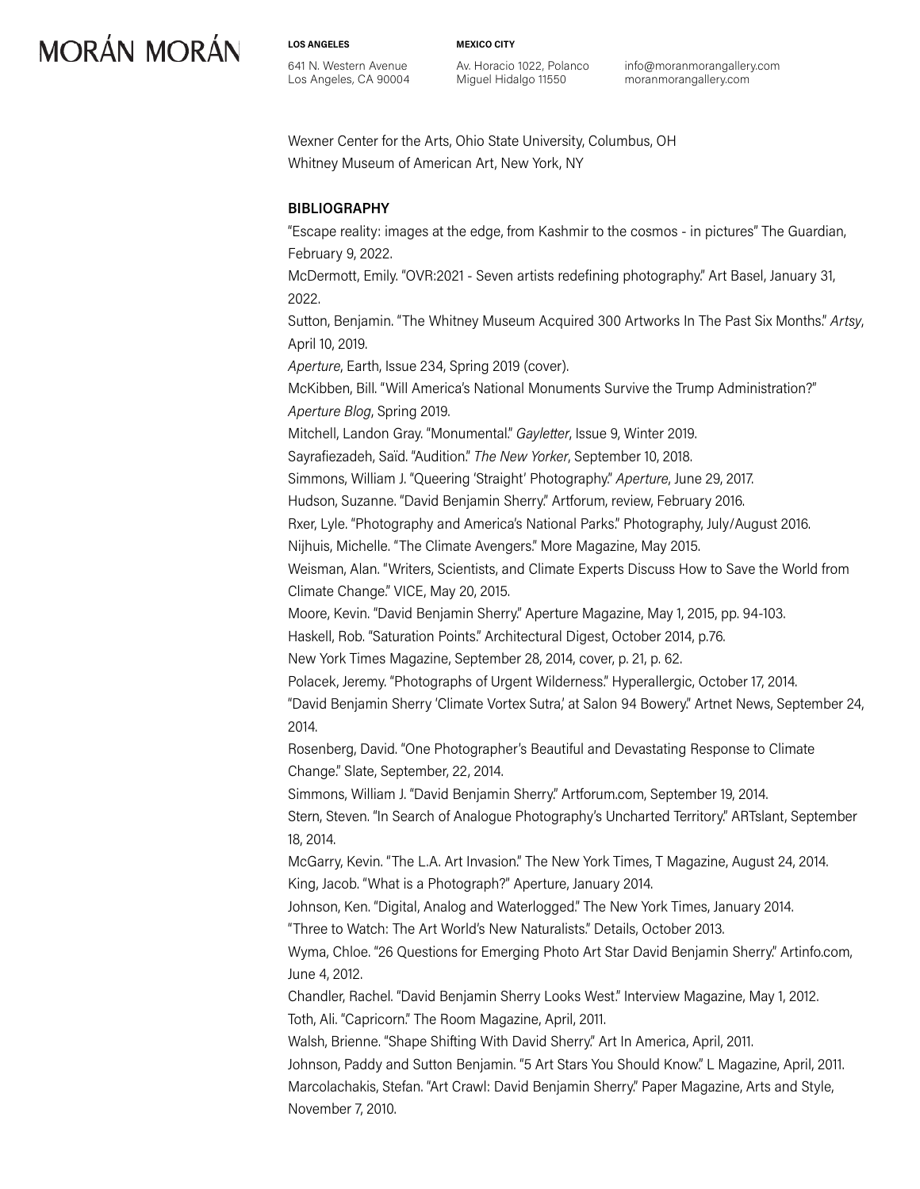Wexner Center for the Arts, Ohio State University, Columbus, OH
Whitney Museum of American Art, New York, NY

## BIBLIOGRAPHY

"Escape reality: images at the edge, from Kashmir to the cosmos - in pictures" The Guardian, February 9, 2022.
McDermott, Emily. "OVR:2021 - Seven artists redefining photography." Art Basel, January 31, 2022.
Sutton, Benjamin. "The Whitney Museum Acquired 300 Artworks In The Past Six Months." *Artsy*, April 10, 2019.
*Aperture*, Earth, Issue 234, Spring 2019 (cover).
McKibben, Bill. "Will America's National Monuments Survive the Trump Administration?" *Aperture Blog*, Spring 2019.
Mitchell, Landon Gray. "Monumental." *Gayletter*, Issue 9, Winter 2019.
Sayrafiezadeh, Saïd. "Audition." *The New Yorker*, September 10, 2018.
Simmons, William J. "Queering 'Straight' Photography." *Aperture*, June 29, 2017.
Hudson, Suzanne. "David Benjamin Sherry." Artforum, review, February 2016.
Rxer, Lyle. "Photography and America's National Parks." Photography, July/August 2016.
Nijhuis, Michelle. "The Climate Avengers." More Magazine, May 2015.
Weisman, Alan. "Writers, Scientists, and Climate Experts Discuss How to Save the World from Climate Change." VICE, May 20, 2015.
Moore, Kevin. "David Benjamin Sherry." Aperture Magazine, May 1, 2015, pp. 94-103.
Haskell, Rob. "Saturation Points." Architectural Digest, October 2014, p.76.
New York Times Magazine, September 28, 2014, cover, p. 21, p. 62.
Polacek, Jeremy. "Photographs of Urgent Wilderness." Hyperallergic, October 17, 2014.
"David Benjamin Sherry 'Climate Vortex Sutra,' at Salon 94 Bowery." Artnet News, September 24, 2014.
Rosenberg, David. "One Photographer's Beautiful and Devastating Response to Climate Change." Slate, September, 22, 2014.
Simmons, William J. "David Benjamin Sherry." Artforum.com, September 19, 2014.
Stern, Steven. "In Search of Analogue Photography's Uncharted Territory." ARTslant, September 18, 2014.
McGarry, Kevin. "The L.A. Art Invasion." The New York Times, T Magazine, August 24, 2014.
King, Jacob. "What is a Photograph?" Aperture, January 2014.
Johnson, Ken. "Digital, Analog and Waterlogged." The New York Times, January 2014.
"Three to Watch: The Art World's New Naturalists." Details, October 2013.
Wyma, Chloe. "26 Questions for Emerging Photo Art Star David Benjamin Sherry." Artinfo.com, June 4, 2012.
Chandler, Rachel. "David Benjamin Sherry Looks West." Interview Magazine, May 1, 2012.
Toth, Ali. "Capricorn." The Room Magazine, April, 2011.
Walsh, Brienne. "Shape Shifting With David Sherry." Art In America, April, 2011.
Johnson, Paddy and Sutton Benjamin. "5 Art Stars You Should Know." L Magazine, April, 2011.
Marcolachakis, Stefan. "Art Crawl: David Benjamin Sherry." Paper Magazine, Arts and Style, November 7, 2010.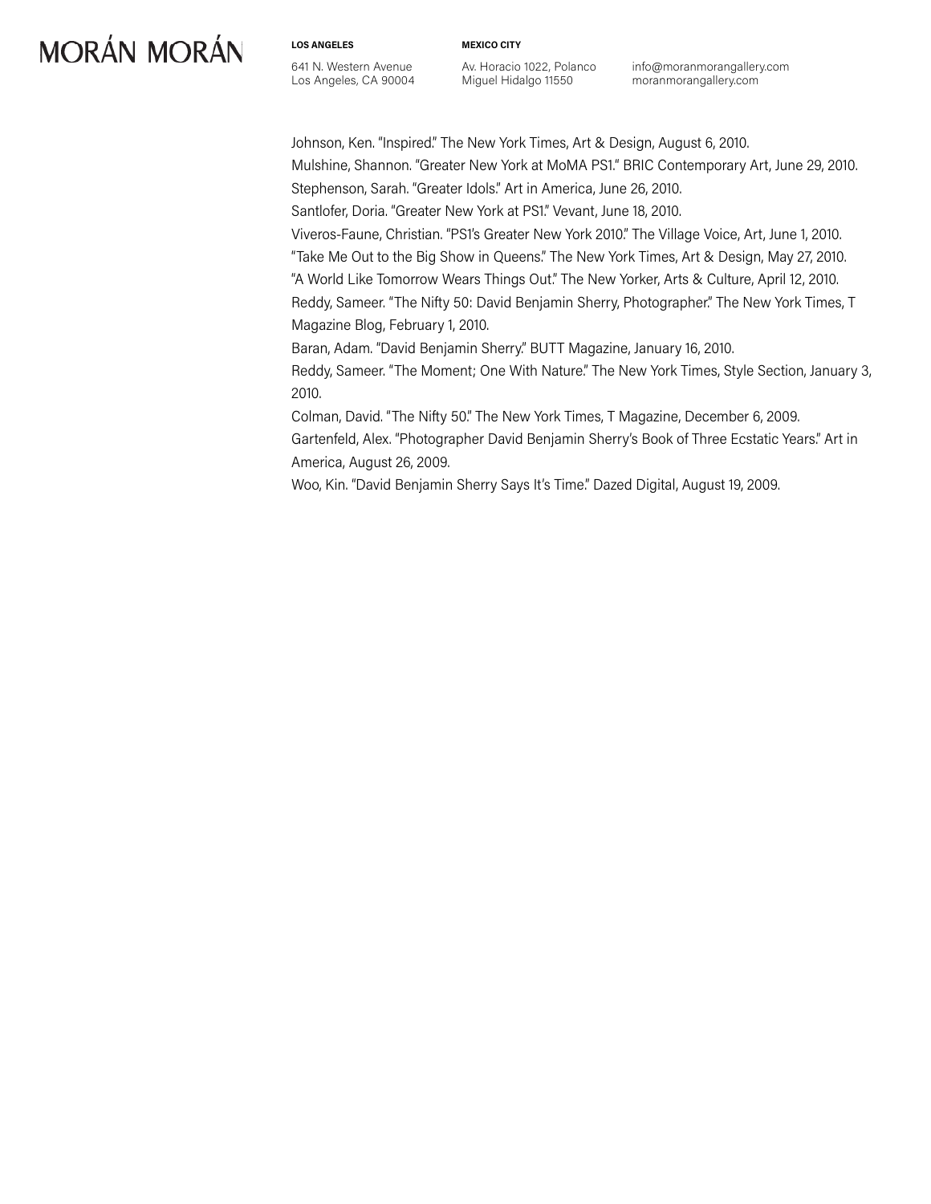Johnson, Ken. “Inspired.” The New York Times, Art & Design, August 6, 2010.

Mulshine, Shannon. “Greater New York at MoMA PS1.” BRIC Contemporary Art, June 29, 2010.

Stephenson, Sarah. “Greater Idols.” Art in America, June 26, 2010.

Santlofer, Doria. “Greater New York at PS1.” Vevant, June 18, 2010.

Viveros-Faune, Christian. “PS1’s Greater New York 2010.” The Village Voice, Art, June 1, 2010.

“Take Me Out to the Big Show in Queens.” The New York Times, Art & Design, May 27, 2010.

“A World Like Tomorrow Wears Things Out.” The New Yorker, Arts & Culture, April 12, 2010.

Reddy, Sameer. “The Nifty 50: David Benjamin Sherry, Photographer.” The New York Times, T Magazine Blog, February 1, 2010.

Baran, Adam. “David Benjamin Sherry.” BUTT Magazine, January 16, 2010.

Reddy, Sameer. “The Moment; One With Nature.” The New York Times, Style Section, January 3, 2010.

Colman, David. “The Nifty 50.” The New York Times, T Magazine, December 6, 2009.

Gartenfeld, Alex. “Photographer David Benjamin Sherry’s Book of Three Ecstatic Years.” Art in America, August 26, 2009.

Woo, Kin. “David Benjamin Sherry Says It’s Time.” Dazed Digital, August 19, 2009.